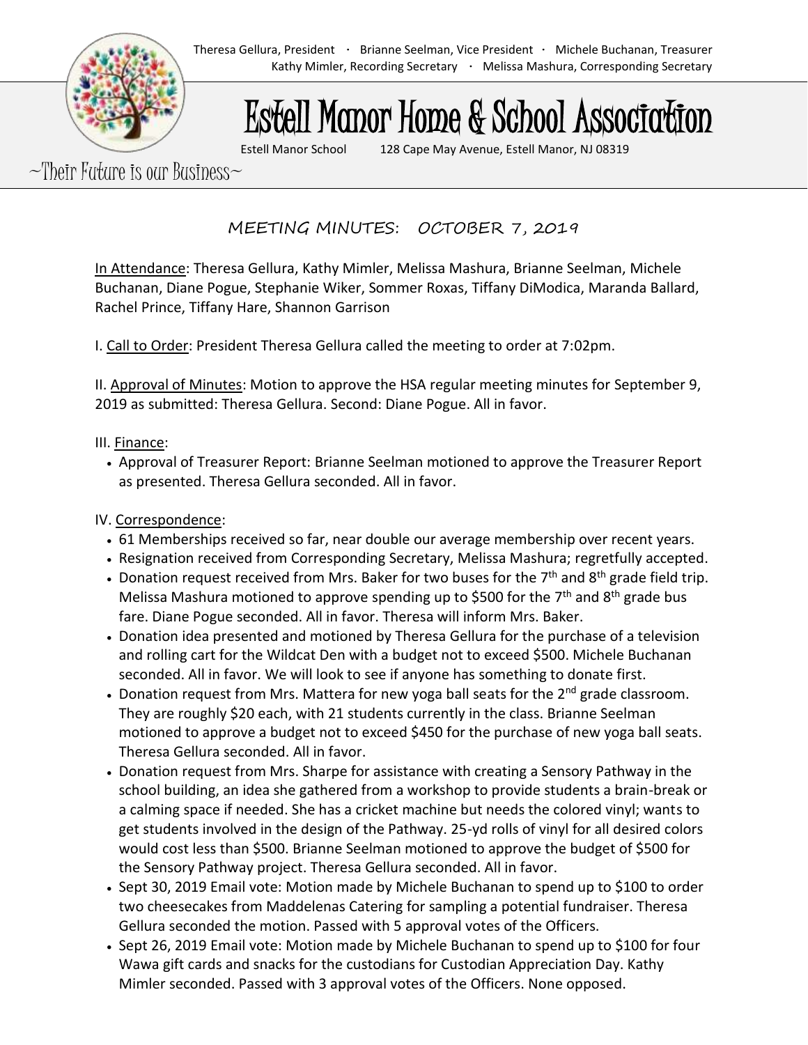Theresa Gellura, President · Brianne Seelman, Vice President · Michele Buchanan, Treasurer
Kathy Mimler, Recording Secretary · Melissa Mashura, Corresponding Secretary

# Estell Manor Home & School Association

Estell Manor School 128 Cape May Avenue, Estell Manor, NJ 08319

~Their Future is our Business~

## MEETING MINUTES: OCTOBER 7, 2019

In Attendance: Theresa Gellura, Kathy Mimler, Melissa Mashura, Brianne Seelman, Michele Buchanan, Diane Pogue, Stephanie Wiker, Sommer Roxas, Tiffany DiModica, Maranda Ballard, Rachel Prince, Tiffany Hare, Shannon Garrison

I. Call to Order: President Theresa Gellura called the meeting to order at 7:02pm.

II. Approval of Minutes: Motion to approve the HSA regular meeting minutes for September 9, 2019 as submitted: Theresa Gellura. Second: Diane Pogue. All in favor.

III. Finance:

- Approval of Treasurer Report: Brianne Seelman motioned to approve the Treasurer Report as presented. Theresa Gellura seconded. All in favor.

IV. Correspondence:

- 61 Memberships received so far, near double our average membership over recent years.
- Resignation received from Corresponding Secretary, Melissa Mashura; regretfully accepted.
- Donation request received from Mrs. Baker for two buses for the 7th and 8th grade field trip. Melissa Mashura motioned to approve spending up to $500 for the 7th and 8th grade bus fare. Diane Pogue seconded. All in favor. Theresa will inform Mrs. Baker.
- Donation idea presented and motioned by Theresa Gellura for the purchase of a television and rolling cart for the Wildcat Den with a budget not to exceed $500. Michele Buchanan seconded. All in favor. We will look to see if anyone has something to donate first.
- Donation request from Mrs. Mattera for new yoga ball seats for the 2nd grade classroom. They are roughly $20 each, with 21 students currently in the class. Brianne Seelman motioned to approve a budget not to exceed $450 for the purchase of new yoga ball seats. Theresa Gellura seconded. All in favor.
- Donation request from Mrs. Sharpe for assistance with creating a Sensory Pathway in the school building, an idea she gathered from a workshop to provide students a brain-break or a calming space if needed. She has a cricket machine but needs the colored vinyl; wants to get students involved in the design of the Pathway. 25-yd rolls of vinyl for all desired colors would cost less than $500. Brianne Seelman motioned to approve the budget of $500 for the Sensory Pathway project. Theresa Gellura seconded. All in favor.
- Sept 30, 2019 Email vote: Motion made by Michele Buchanan to spend up to $100 to order two cheesecakes from Maddelenas Catering for sampling a potential fundraiser. Theresa Gellura seconded the motion. Passed with 5 approval votes of the Officers.
- Sept 26, 2019 Email vote: Motion made by Michele Buchanan to spend up to $100 for four Wawa gift cards and snacks for the custodians for Custodian Appreciation Day. Kathy Mimler seconded. Passed with 3 approval votes of the Officers. None opposed.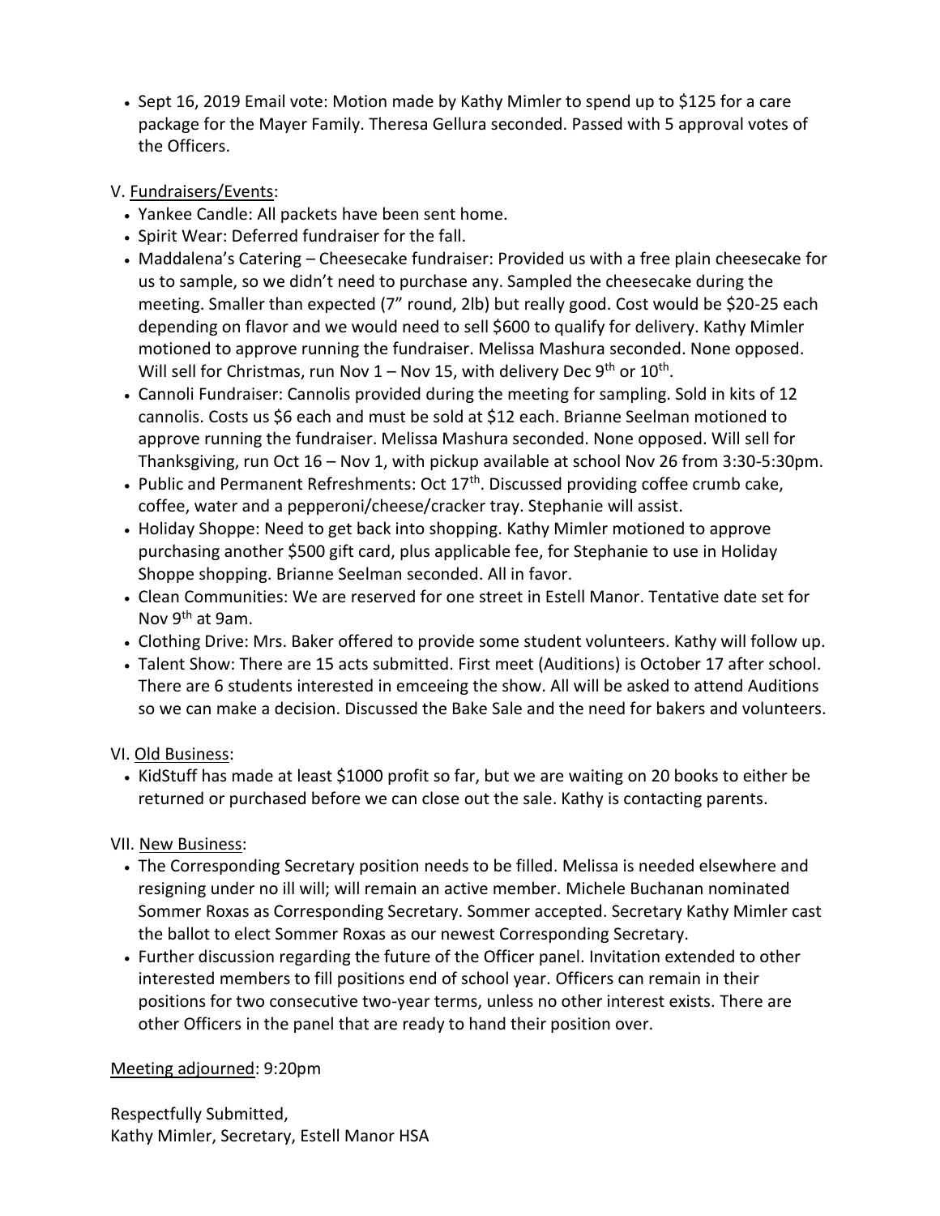- Sept 16, 2019 Email vote: Motion made by Kathy Mimler to spend up to $125 for a care package for the Mayer Family. Theresa Gellura seconded. Passed with 5 approval votes of the Officers.

V. Fundraisers/Events:

- Yankee Candle: All packets have been sent home.
- Spirit Wear: Deferred fundraiser for the fall.
- Maddalena's Catering – Cheesecake fundraiser: Provided us with a free plain cheesecake for us to sample, so we didn't need to purchase any. Sampled the cheesecake during the meeting. Smaller than expected (7" round, 2lb) but really good. Cost would be $20-25 each depending on flavor and we would need to sell $600 to qualify for delivery. Kathy Mimler motioned to approve running the fundraiser. Melissa Mashura seconded. None opposed. Will sell for Christmas, run Nov 1 – Nov 15, with delivery Dec 9th or 10th.
- Cannoli Fundraiser: Cannolis provided during the meeting for sampling. Sold in kits of 12 cannolis. Costs us $6 each and must be sold at $12 each. Brianne Seelman motioned to approve running the fundraiser. Melissa Mashura seconded. None opposed. Will sell for Thanksgiving, run Oct 16 – Nov 1, with pickup available at school Nov 26 from 3:30-5:30pm.
- Public and Permanent Refreshments: Oct 17th. Discussed providing coffee crumb cake, coffee, water and a pepperoni/cheese/cracker tray. Stephanie will assist.
- Holiday Shoppe: Need to get back into shopping. Kathy Mimler motioned to approve purchasing another $500 gift card, plus applicable fee, for Stephanie to use in Holiday Shoppe shopping. Brianne Seelman seconded. All in favor.
- Clean Communities: We are reserved for one street in Estell Manor. Tentative date set for Nov 9th at 9am.
- Clothing Drive: Mrs. Baker offered to provide some student volunteers. Kathy will follow up.
- Talent Show: There are 15 acts submitted. First meet (Auditions) is October 17 after school. There are 6 students interested in emceeing the show. All will be asked to attend Auditions so we can make a decision. Discussed the Bake Sale and the need for bakers and volunteers.

VI. Old Business:

- KidStuff has made at least $1000 profit so far, but we are waiting on 20 books to either be returned or purchased before we can close out the sale. Kathy is contacting parents.

VII. New Business:

- The Corresponding Secretary position needs to be filled. Melissa is needed elsewhere and resigning under no ill will; will remain an active member. Michele Buchanan nominated Sommer Roxas as Corresponding Secretary. Sommer accepted. Secretary Kathy Mimler cast the ballot to elect Sommer Roxas as our newest Corresponding Secretary.
- Further discussion regarding the future of the Officer panel. Invitation extended to other interested members to fill positions end of school year. Officers can remain in their positions for two consecutive two-year terms, unless no other interest exists. There are other Officers in the panel that are ready to hand their position over.

Meeting adjourned: 9:20pm

Respectfully Submitted,
Kathy Mimler, Secretary, Estell Manor HSA